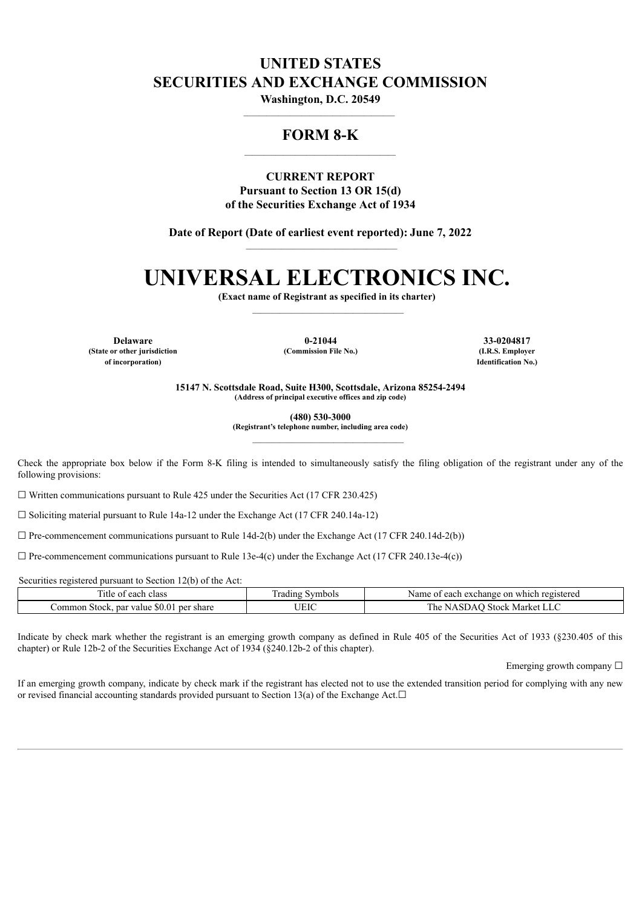# UNITED STATES
# SECURITIES AND EXCHANGE COMMISSION

**Washington, D.C. 20549**

## FORM 8-K

**CURRENT REPORT**
**Pursuant to Section 13 OR 15(d)**
**of the Securities Exchange Act of 1934**

**Date of Report (Date of earliest event reported): June 7, 2022**

# UNIVERSAL ELECTRONICS INC.

**(Exact name of Registrant as specified in its charter)**

| **Delaware** | **0-21044** | **33-0204817** |
|---|---|---|
| **(State or other jurisdiction of incorporation)** | **(Commission File No.)** | **(I.R.S. Employer Identification No.)** |

**15147 N. Scottsdale Road, Suite H300, Scottsdale, Arizona 85254-2494**
**(Address of principal executive offices and zip code)**

**(480) 530-3000**
**(Registrant's telephone number, including area code)**

Check the appropriate box below if the Form 8-K filing is intended to simultaneously satisfy the filing obligation of the registrant under any of the following provisions:

☐ Written communications pursuant to Rule 425 under the Securities Act (17 CFR 230.425)

☐ Soliciting material pursuant to Rule 14a-12 under the Exchange Act (17 CFR 240.14a-12)

☐ Pre-commencement communications pursuant to Rule 14d-2(b) under the Exchange Act (17 CFR 240.14d-2(b))

☐ Pre-commencement communications pursuant to Rule 13e-4(c) under the Exchange Act (17 CFR 240.13e-4(c))

Securities registered pursuant to Section 12(b) of the Act:

| Title of each class | Trading Symbols | Name of each exchange on which registered |
|---|---|---|
| Common Stock, par value $0.01 per share | UEIC | The NASDAQ Stock Market LLC |

Indicate by check mark whether the registrant is an emerging growth company as defined in Rule 405 of the Securities Act of 1933 (§230.405 of this chapter) or Rule 12b-2 of the Securities Exchange Act of 1934 (§240.12b-2 of this chapter).

Emerging growth company ☐

If an emerging growth company, indicate by check mark if the registrant has elected not to use the extended transition period for complying with any new or revised financial accounting standards provided pursuant to Section 13(a) of the Exchange Act.☐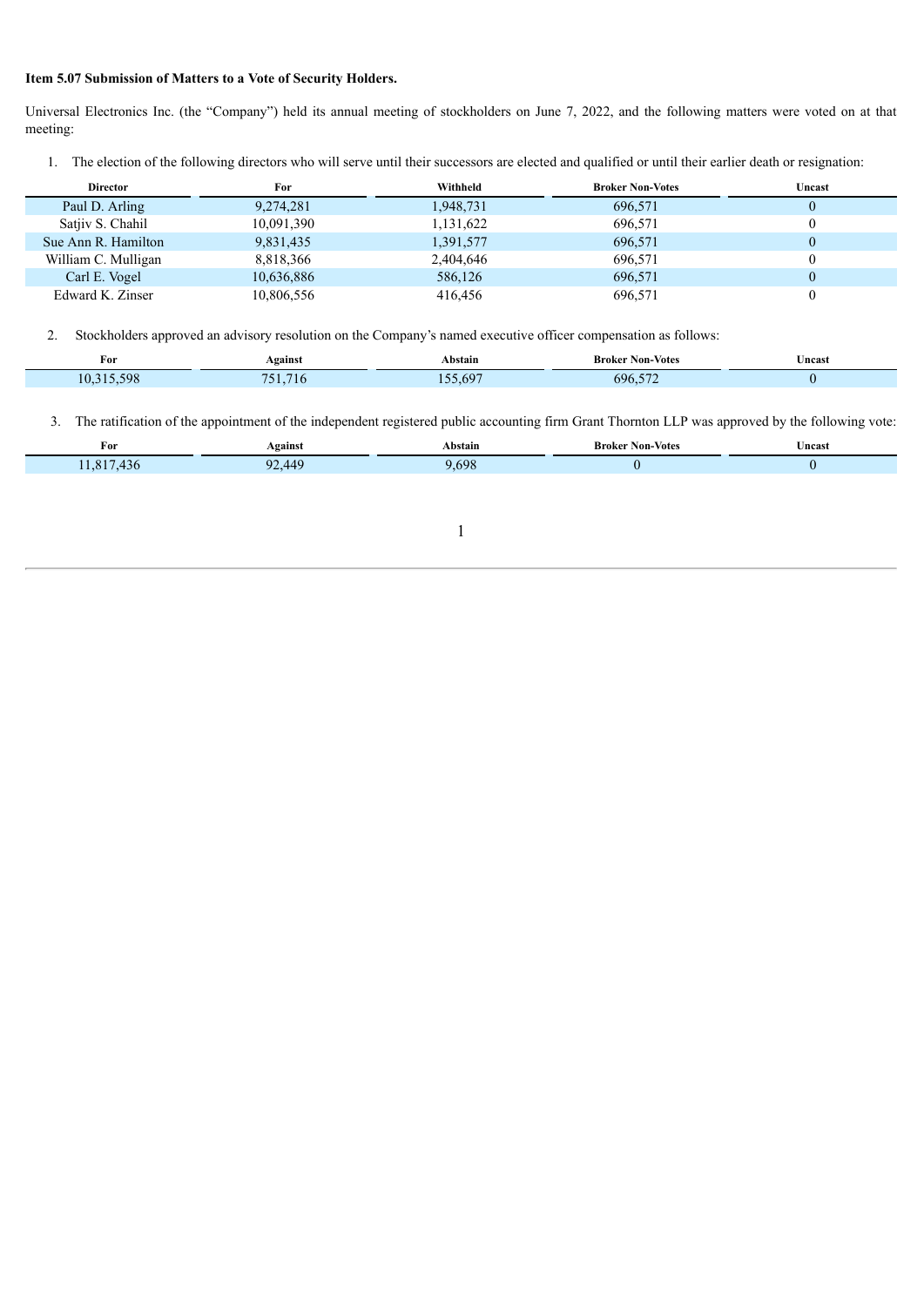**Item 5.07 Submission of Matters to a Vote of Security Holders.**

Universal Electronics Inc. (the "Company") held its annual meeting of stockholders on June 7, 2022, and the following matters were voted on at that meeting:

1. The election of the following directors who will serve until their successors are elected and qualified or until their earlier death or resignation:

| Director | For | Withheld | Broker Non-Votes | Uncast |
|---|---|---|---|---|
| Paul D. Arling | 9,274,281 | 1,948,731 | 696,571 | 0 |
| Satjiv S. Chahil | 10,091,390 | 1,131,622 | 696,571 | 0 |
| Sue Ann R. Hamilton | 9,831,435 | 1,391,577 | 696,571 | 0 |
| William C. Mulligan | 8,818,366 | 2,404,646 | 696,571 | 0 |
| Carl E. Vogel | 10,636,886 | 586,126 | 696,571 | 0 |
| Edward K. Zinser | 10,806,556 | 416,456 | 696,571 | 0 |

2. Stockholders approved an advisory resolution on the Company's named executive officer compensation as follows:

| For | Against | Abstain | Broker Non-Votes | Uncast |
|---|---|---|---|---|
| 10,315,598 | 751,716 | 155,697 | 696,572 | 0 |

3. The ratification of the appointment of the independent registered public accounting firm Grant Thornton LLP was approved by the following vote:

| For | Against | Abstain | Broker Non-Votes | Uncast |
|---|---|---|---|---|
| 11,817,436 | 92,449 | 9,698 | 0 | 0 |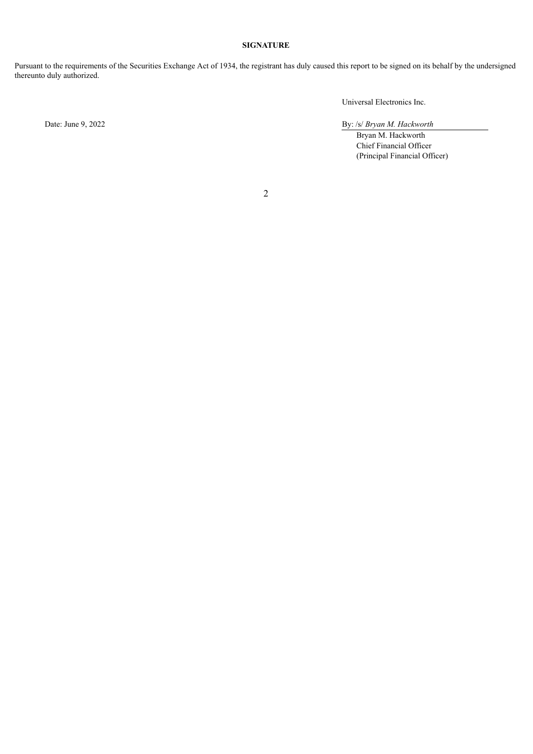**SIGNATURE**

Pursuant to the requirements of the Securities Exchange Act of 1934, the registrant has duly caused this report to be signed on its behalf by the undersigned thereunto duly authorized.

Universal Electronics Inc.

Date: June 9, 2022

By: /s/ *Bryan M. Hackworth*

Bryan M. Hackworth
Chief Financial Officer
(Principal Financial Officer)